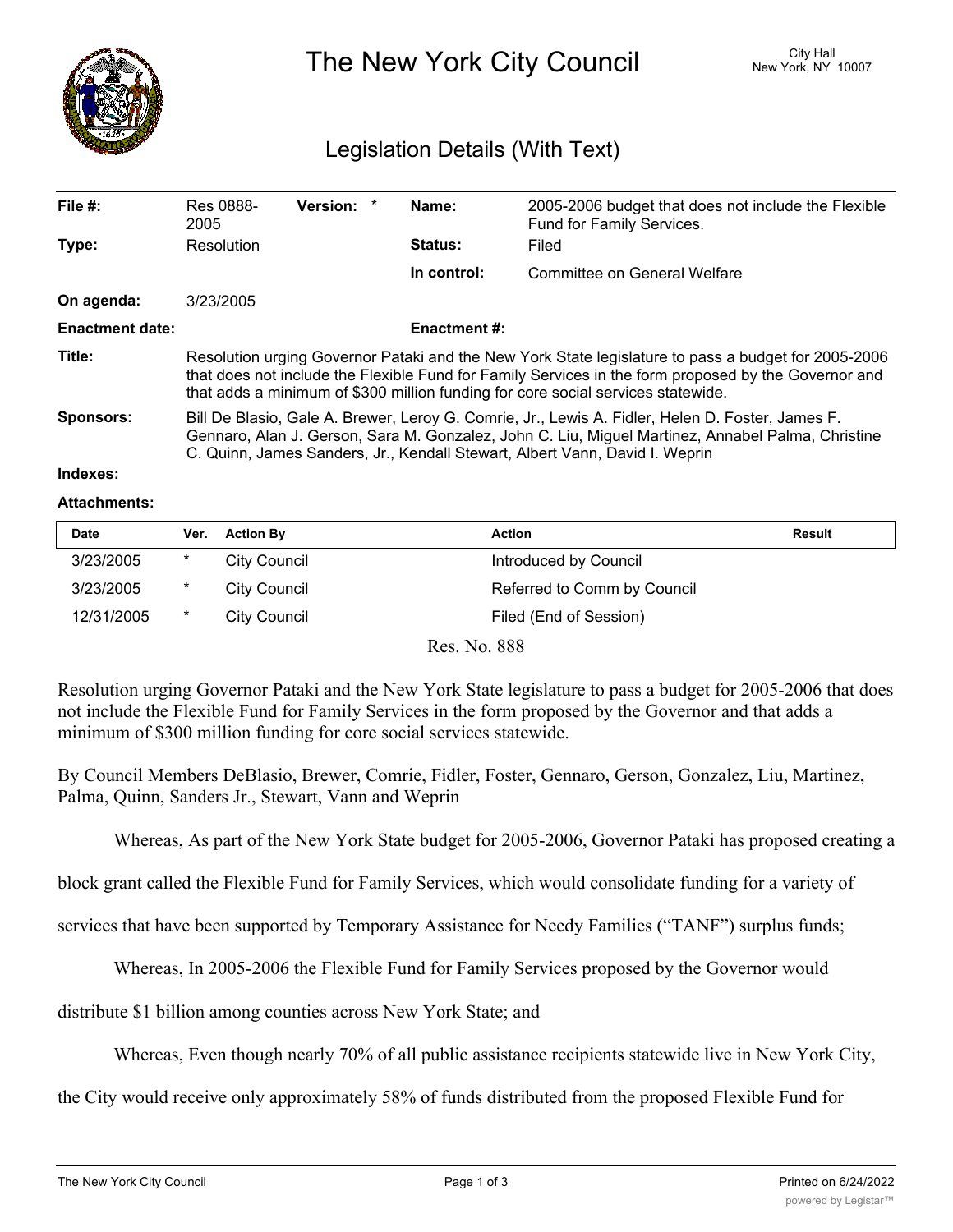# The New York City Council

City Hall
New York, NY 10007

## Legislation Details (With Text)

| | | | | | |
|---|---|---|---|---|---|
| **File #:** | Res 0888-2005 | **Version:** | * | **Name:** | 2005-2006 budget that does not include the Flexible Fund for Family Services. |
| **Type:** | Resolution | | | **Status:** | Filed |
| | | | | **In control:** | Committee on General Welfare |
| **On agenda:** | 3/23/2005 | | | | |
| **Enactment date:** | | | | **Enactment #:** | |

**Title:** Resolution urging Governor Pataki and the New York State legislature to pass a budget for 2005-2006 that does not include the Flexible Fund for Family Services in the form proposed by the Governor and that adds a minimum of $300 million funding for core social services statewide.

**Sponsors:** Bill De Blasio, Gale A. Brewer, Leroy G. Comrie, Jr., Lewis A. Fidler, Helen D. Foster, James F. Gennaro, Alan J. Gerson, Sara M. Gonzalez, John C. Liu, Miguel Martinez, Annabel Palma, Christine C. Quinn, James Sanders, Jr., Kendall Stewart, Albert Vann, David I. Weprin

**Indexes:**

**Attachments:**

| Date | Ver. | Action By | Action | Result |
|---|---|---|---|---|
| 3/23/2005 | * | City Council | Introduced by Council | |
| 3/23/2005 | * | City Council | Referred to Comm by Council | |
| 12/31/2005 | * | City Council | Filed (End of Session) | |

Res. No. 888

Resolution urging Governor Pataki and the New York State legislature to pass a budget for 2005-2006 that does not include the Flexible Fund for Family Services in the form proposed by the Governor and that adds a minimum of $300 million funding for core social services statewide.

By Council Members DeBlasio, Brewer, Comrie, Fidler, Foster, Gennaro, Gerson, Gonzalez, Liu, Martinez, Palma, Quinn, Sanders Jr., Stewart, Vann and Weprin

Whereas, As part of the New York State budget for 2005-2006, Governor Pataki has proposed creating a block grant called the Flexible Fund for Family Services, which would consolidate funding for a variety of services that have been supported by Temporary Assistance for Needy Families ("TANF") surplus funds;

Whereas, In 2005-2006 the Flexible Fund for Family Services proposed by the Governor would distribute $1 billion among counties across New York State; and

Whereas, Even though nearly 70% of all public assistance recipients statewide live in New York City, the City would receive only approximately 58% of funds distributed from the proposed Flexible Fund for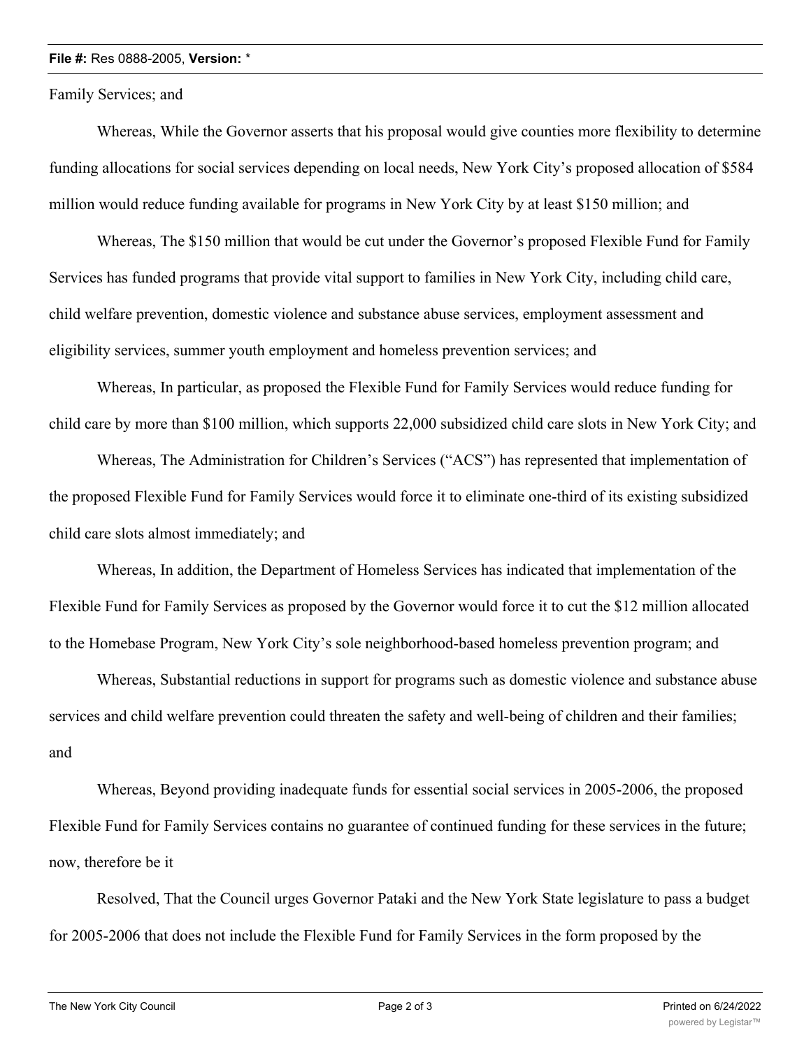Family Services; and

Whereas, While the Governor asserts that his proposal would give counties more flexibility to determine funding allocations for social services depending on local needs, New York City's proposed allocation of $584 million would reduce funding available for programs in New York City by at least $150 million; and

Whereas, The $150 million that would be cut under the Governor's proposed Flexible Fund for Family Services has funded programs that provide vital support to families in New York City, including child care, child welfare prevention, domestic violence and substance abuse services, employment assessment and eligibility services, summer youth employment and homeless prevention services; and

Whereas, In particular, as proposed the Flexible Fund for Family Services would reduce funding for child care by more than $100 million, which supports 22,000 subsidized child care slots in New York City; and

Whereas, The Administration for Children's Services ("ACS") has represented that implementation of the proposed Flexible Fund for Family Services would force it to eliminate one-third of its existing subsidized child care slots almost immediately; and

Whereas, In addition, the Department of Homeless Services has indicated that implementation of the Flexible Fund for Family Services as proposed by the Governor would force it to cut the $12 million allocated to the Homebase Program, New York City's sole neighborhood-based homeless prevention program; and

Whereas, Substantial reductions in support for programs such as domestic violence and substance abuse services and child welfare prevention could threaten the safety and well-being of children and their families; and

Whereas, Beyond providing inadequate funds for essential social services in 2005-2006, the proposed Flexible Fund for Family Services contains no guarantee of continued funding for these services in the future; now, therefore be it

Resolved, That the Council urges Governor Pataki and the New York State legislature to pass a budget for 2005-2006 that does not include the Flexible Fund for Family Services in the form proposed by the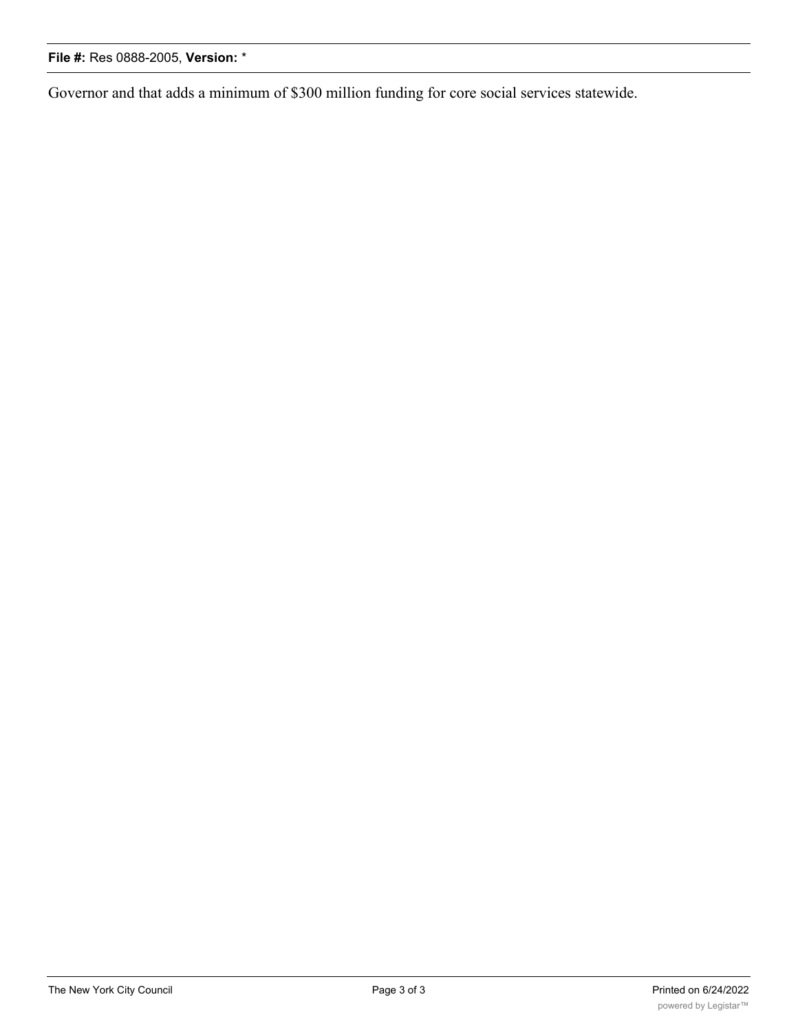Governor and that adds a minimum of $300 million funding for core social services statewide.